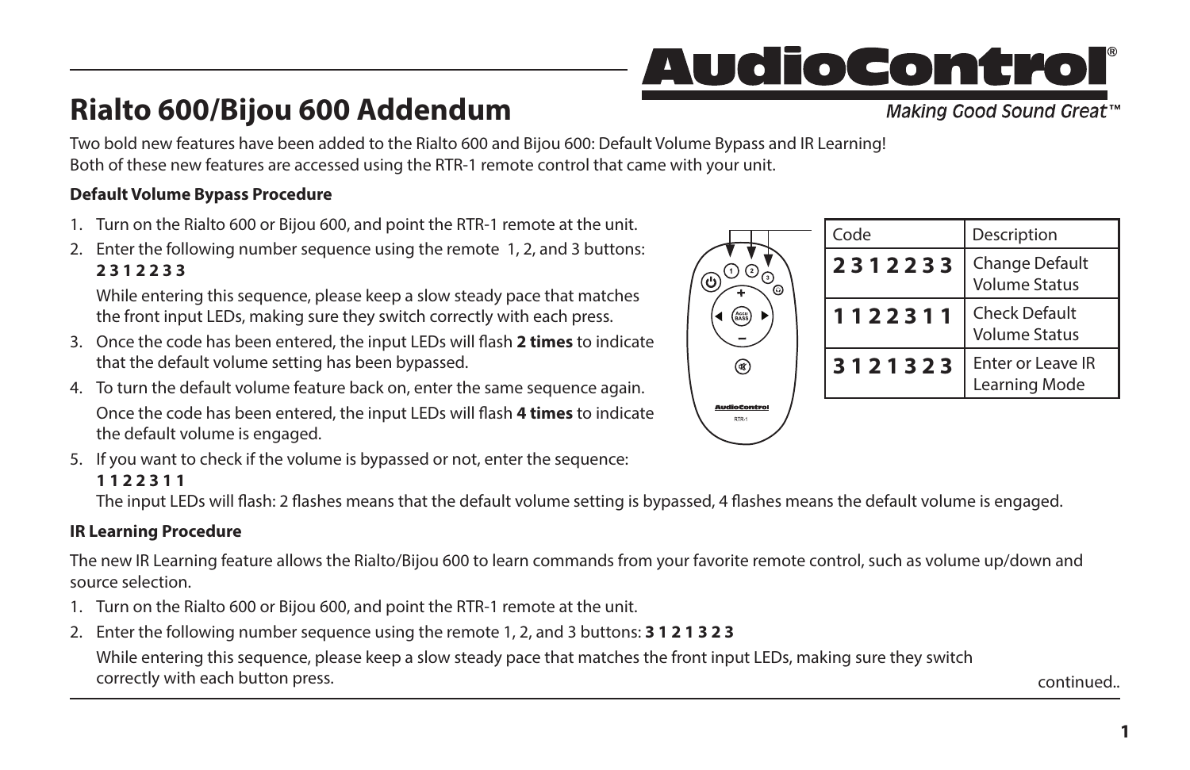# Rialto 600/Bijou 600 Addendum

Two bold new features have been added to the Rialto 600 and Bijou 600: Default Volume Bypass and IR Learning! Both of these new features are accessed using the RTR-1 remote control that came with your unit.

**Default Volume Bypass Procedure**

1. Turn on the Rialto 600 or Bijou 600, and point the RTR-1 remote at the unit.
2. Enter the following number sequence using the remote 1, 2, and 3 buttons: **2 3 1 2 2 3 3**

   While entering this sequence, please keep a slow steady pace that matches the front input LEDs, making sure they switch correctly with each press.
3. Once the code has been entered, the input LEDs will flash **2 times** to indicate that the default volume setting has been bypassed.
4. To turn the default volume feature back on, enter the same sequence again.

   Once the code has been entered, the input LEDs will flash **4 times** to indicate the default volume is engaged.
5. If you want to check if the volume is bypassed or not, enter the sequence: **1 1 2 2 3 1 1**

   The input LEDs will flash: 2 flashes means that the default volume setting is bypassed, 4 flashes means the default volume is engaged.

| Code | Description |
| --- | --- |
| **2 3 1 2 2 3 3** | Change Default Volume Status |
| **1 1 2 2 3 1 1** | Check Default Volume Status |
| **3 1 2 1 3 2 3** | Enter or Leave IR Learning Mode |

**IR Learning Procedure**

The new IR Learning feature allows the Rialto/Bijou 600 to learn commands from your favorite remote control, such as volume up/down and source selection.

1. Turn on the Rialto 600 or Bijou 600, and point the RTR-1 remote at the unit.
2. Enter the following number sequence using the remote 1, 2, and 3 buttons: **3 1 2 1 3 2 3**

   While entering this sequence, please keep a slow steady pace that matches the front input LEDs, making sure they switch correctly with each button press.

continued..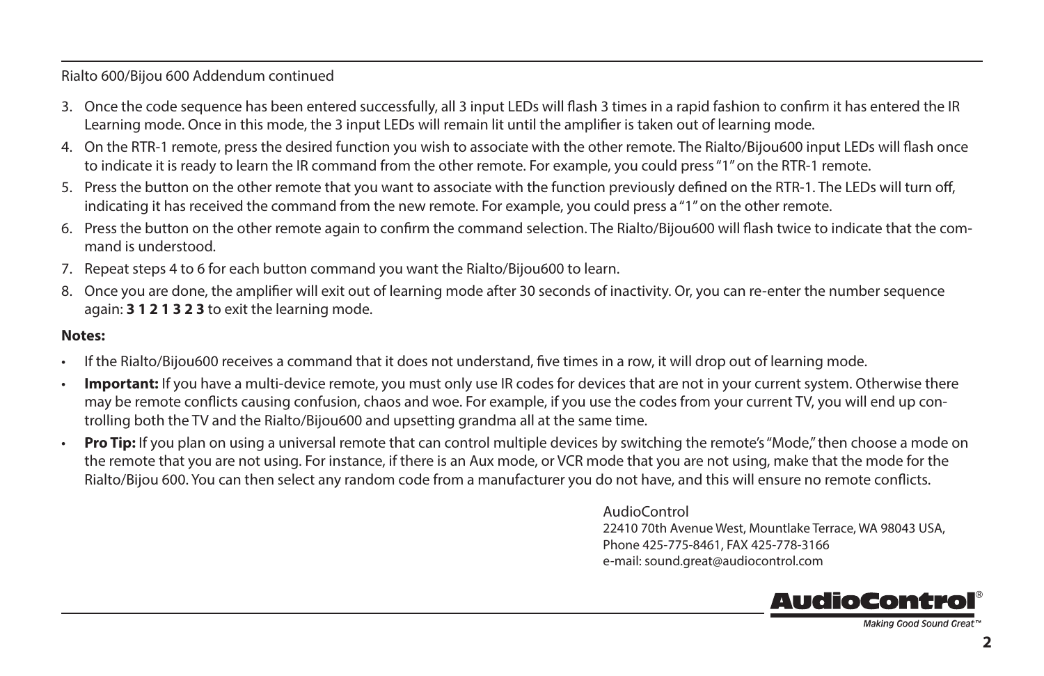3. Once the code sequence has been entered successfully, all 3 input LEDs will flash 3 times in a rapid fashion to confirm it has entered the IR Learning mode. Once in this mode, the 3 input LEDs will remain lit until the amplifier is taken out of learning mode.
4. On the RTR-1 remote, press the desired function you wish to associate with the other remote. The Rialto/Bijou600 input LEDs will flash once to indicate it is ready to learn the IR command from the other remote. For example, you could press "1" on the RTR-1 remote.
5. Press the button on the other remote that you want to associate with the function previously defined on the RTR-1. The LEDs will turn off, indicating it has received the command from the new remote. For example, you could press a "1" on the other remote.
6. Press the button on the other remote again to confirm the command selection. The Rialto/Bijou600 will flash twice to indicate that the command is understood.
7. Repeat steps 4 to 6 for each button command you want the Rialto/Bijou600 to learn.
8. Once you are done, the amplifier will exit out of learning mode after 30 seconds of inactivity. Or, you can re-enter the number sequence again: **3 1 2 1 3 2 3** to exit the learning mode.

**Notes:**

- If the Rialto/Bijou600 receives a command that it does not understand, five times in a row, it will drop out of learning mode.
- **Important:** If you have a multi-device remote, you must only use IR codes for devices that are not in your current system. Otherwise there may be remote conflicts causing confusion, chaos and woe. For example, if you use the codes from your current TV, you will end up controlling both the TV and the Rialto/Bijou600 and upsetting grandma all at the same time.
- **Pro Tip:** If you plan on using a universal remote that can control multiple devices by switching the remote's "Mode," then choose a mode on the remote that you are not using. For instance, if there is an Aux mode, or VCR mode that you are not using, make that the mode for the Rialto/Bijou 600. You can then select any random code from a manufacturer you do not have, and this will ensure no remote conflicts.

AudioControl
22410 70th Avenue West, Mountlake Terrace, WA 98043 USA,
Phone 425-775-8461, FAX 425-778-3166
e-mail: sound.great@audiocontrol.com

AudioControl®
Making Good Sound Great™